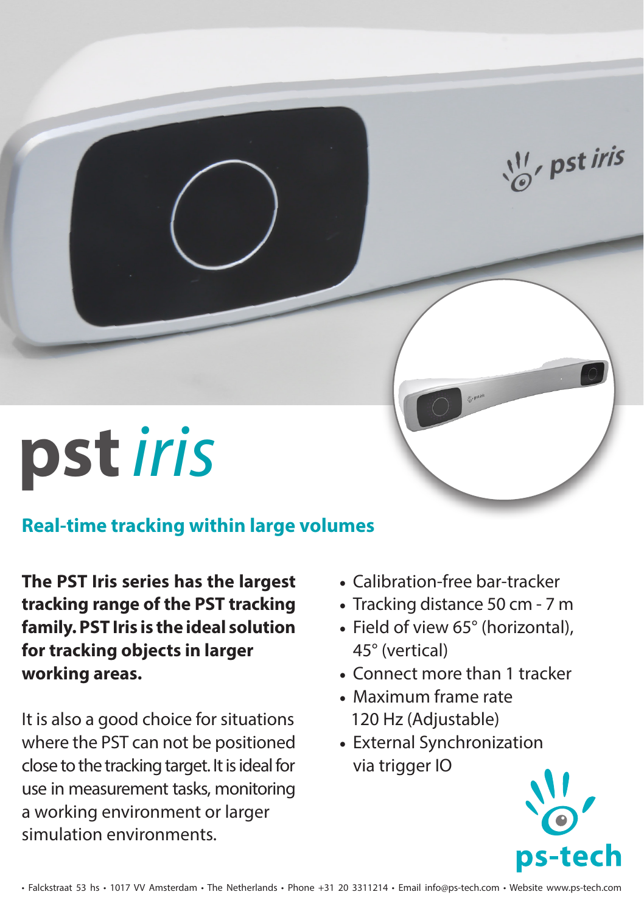# pst *iris*

## Real-time tracking within large volumes

**The PST Iris series has the largest tracking range of the PST tracking family. PST Iris is the ideal solution for tracking objects in larger working areas.**

It is also a good choice for situations where the PST can not be positioned close to the tracking target. It is ideal for use in measurement tasks, monitoring a working environment or larger simulation environments.

- Calibration-free bar-tracker
- Tracking distance 50 cm - 7 m
- Field of view 65° (horizontal), 45° (vertical)
- Connect more than 1 tracker
- Maximum frame rate 120 Hz (Adjustable)
- External Synchronization via trigger IO

ps-tech

• Falckstraat 53 hs • 1017 VV Amsterdam • The Netherlands • Phone +31 20 3311214 • Email info@ps-tech.com • Website www.ps-tech.com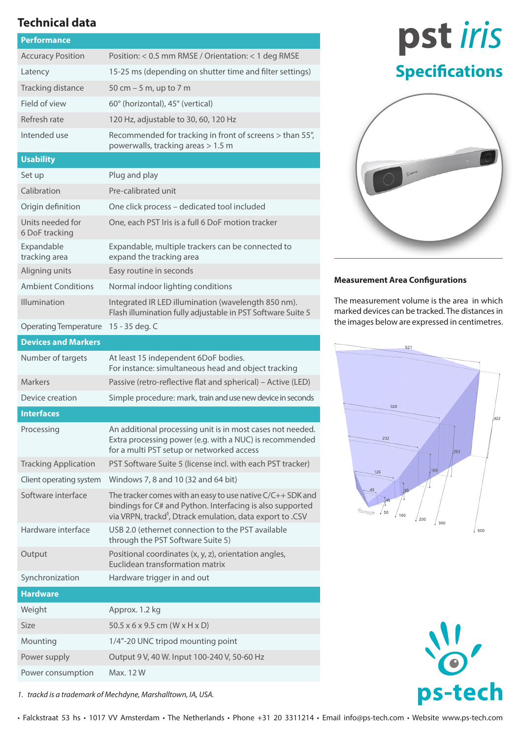# Technical data

| | |
|---|---|
| **Performance** | |
| Accuracy Position | Position: < 0.5 mm RMSE / Orientation: < 1 deg RMSE |
| Latency | 15-25 ms (depending on shutter time and filter settings) |
| Tracking distance | 50 cm – 5 m, up to 7 m |
| Field of view | 60° (horizontal), 45° (vertical) |
| Refresh rate | 120 Hz, adjustable to 30, 60, 120 Hz |
| Intended use | Recommended for tracking in front of screens > than 55", powerwalls, tracking areas > 1.5 m |
| **Usability** | |
| Set up | Plug and play |
| Calibration | Pre-calibrated unit |
| Origin definition | One click process – dedicated tool included |
| Units needed for 6 DoF tracking | One, each PST Iris is a full 6 DoF motion tracker |
| Expandable tracking area | Expandable, multiple trackers can be connected to expand the tracking area |
| Aligning units | Easy routine in seconds |
| Ambient Conditions | Normal indoor lighting conditions |
| Illumination | Integrated IR LED illumination (wavelength 850 nm). Flash illumination fully adjustable in PST Software Suite 5 |
| Operating Temperature | 15 - 35 deg. C |
| **Devices and Markers** | |
| Number of targets | At least 15 independent 6DoF bodies. For instance: simultaneous head and object tracking |
| Markers | Passive (retro-reflective flat and spherical) – Active (LED) |
| Device creation | Simple procedure: mark, train and use new device in seconds |
| **Interfaces** | |
| Processing | An additional processing unit is in most cases not needed. Extra processing power (e.g. with a NUC) is recommended for a multi PST setup or networked access |
| Tracking Application | PST Software Suite 5 (license incl. with each PST tracker) |
| Client operating system | Windows 7, 8 and 10 (32 and 64 bit) |
| Software interface | The tracker comes with an easy to use native C/C++ SDK and bindings for C# and Python. Interfacing is also supported via VRPN, trackd[1], Dtrack emulation, data export to .CSV |
| Hardware interface | USB 2.0 (ethernet connection to the PST available through the PST Software Suite 5) |
| Output | Positional coordinates (x, y, z), orientation angles, Euclidean transformation matrix |
| Synchronization | Hardware trigger in and out |
| **Hardware** | |
| Weight | Approx. 1.2 kg |
| Size | 50.5 x 6 x 9.5 cm (W x H x D) |
| Mounting | 1/4"-20 UNC tripod mounting point |
| Power supply | Output 9 V, 40 W. Input 100-240 V, 50-60 Hz |
| Power consumption | Max. 12 W |

*1. trackd is a trademark of Mechdyne, Marshalltown, IA, USA.*

# pst iris

## Specifications

### Measurement Area Configurations

The measurement volume is the area in which marked devices can be tracked. The distances in the images below are expressed in centimetres.

521
328
422
232
253
126
169
43
85
45
50
100
200
300
500

ps-tech

• Falckstraat 53 hs • 1017 VV Amsterdam • The Netherlands • Phone +31 20 3311214 • Email info@ps-tech.com • Website www.ps-tech.com